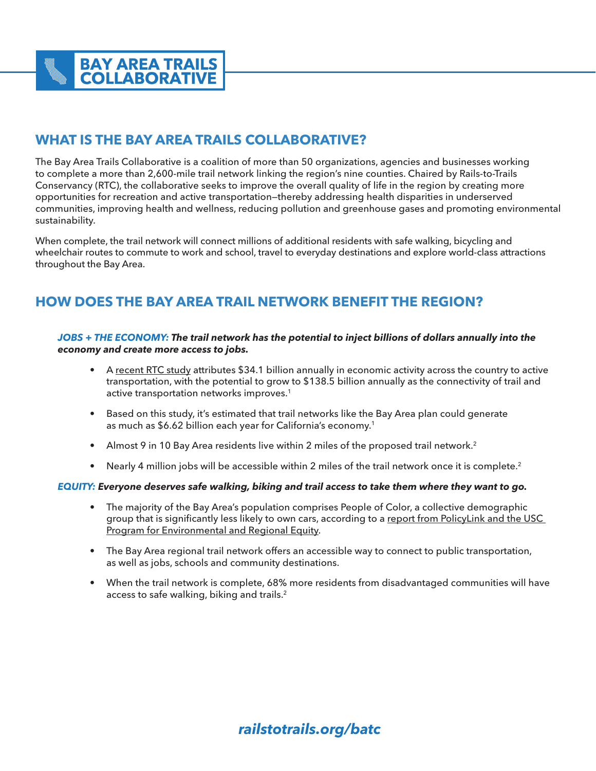# BAY AREA TRAILS COLLABORATIVE

## WHAT IS THE BAY AREA TRAILS COLLABORATIVE?

The Bay Area Trails Collaborative is a coalition of more than 50 organizations, agencies and businesses working to complete a more than 2,600-mile trail network linking the region's nine counties. Chaired by Rails-to-Trails Conservancy (RTC), the collaborative seeks to improve the overall quality of life in the region by creating more opportunities for recreation and active transportation—thereby addressing health disparities in underserved communities, improving health and wellness, reducing pollution and greenhouse gases and promoting environmental sustainability.

When complete, the trail network will connect millions of additional residents with safe walking, bicycling and wheelchair routes to commute to work and school, travel to everyday destinations and explore world-class attractions throughout the Bay Area.

## HOW DOES THE BAY AREA TRAIL NETWORK BENEFIT THE REGION?

***JOBS + THE ECONOMY:* The trail network has the potential to inject billions of dollars annually into the economy and create more access to jobs.**

- A recent RTC study attributes $34.1 billion annually in economic activity across the country to active transportation, with the potential to grow to $138.5 billion annually as the connectivity of trail and active transportation networks improves.[1]
- Based on this study, it's estimated that trail networks like the Bay Area plan could generate as much as $6.62 billion each year for California's economy.[1]
- Almost 9 in 10 Bay Area residents live within 2 miles of the proposed trail network.[2]
- Nearly 4 million jobs will be accessible within 2 miles of the trail network once it is complete.[2]

***EQUITY:* Everyone deserves safe walking, biking and trail access to take them where they want to go.**

- The majority of the Bay Area's population comprises People of Color, a collective demographic group that is significantly less likely to own cars, according to a report from PolicyLink and the USC Program for Environmental and Regional Equity.
- The Bay Area regional trail network offers an accessible way to connect to public transportation, as well as jobs, schools and community destinations.
- When the trail network is complete, 68% more residents from disadvantaged communities will have access to safe walking, biking and trails.[2]

***railstotrails.org/batc***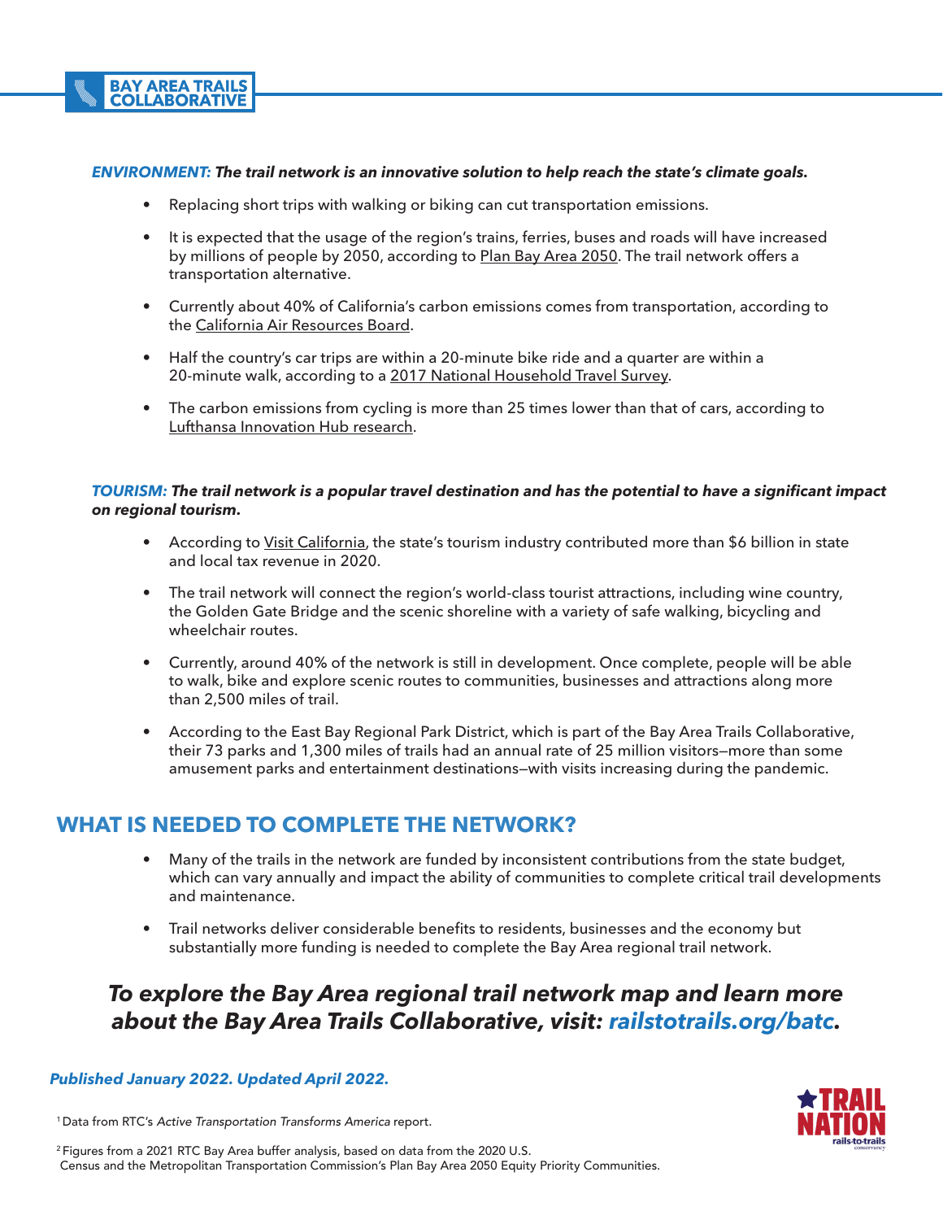***ENVIRONMENT:*** ***The trail network is an innovative solution to help reach the state's climate goals.***

- Replacing short trips with walking or biking can cut transportation emissions.
- It is expected that the usage of the region's trains, ferries, buses and roads will have increased by millions of people by 2050, according to Plan Bay Area 2050. The trail network offers a transportation alternative.
- Currently about 40% of California's carbon emissions comes from transportation, according to the California Air Resources Board.
- Half the country's car trips are within a 20-minute bike ride and a quarter are within a 20-minute walk, according to a 2017 National Household Travel Survey.
- The carbon emissions from cycling is more than 25 times lower than that of cars, according to Lufthansa Innovation Hub research.

***TOURISM:*** ***The trail network is a popular travel destination and has the potential to have a significant impact on regional tourism.***

- According to Visit California, the state's tourism industry contributed more than $6 billion in state and local tax revenue in 2020.
- The trail network will connect the region's world-class tourist attractions, including wine country, the Golden Gate Bridge and the scenic shoreline with a variety of safe walking, bicycling and wheelchair routes.
- Currently, around 40% of the network is still in development. Once complete, people will be able to walk, bike and explore scenic routes to communities, businesses and attractions along more than 2,500 miles of trail.
- According to the East Bay Regional Park District, which is part of the Bay Area Trails Collaborative, their 73 parks and 1,300 miles of trails had an annual rate of 25 million visitors—more than some amusement parks and entertainment destinations—with visits increasing during the pandemic.

## WHAT IS NEEDED TO COMPLETE THE NETWORK?

- Many of the trails in the network are funded by inconsistent contributions from the state budget, which can vary annually and impact the ability of communities to complete critical trail developments and maintenance.
- Trail networks deliver considerable benefits to residents, businesses and the economy but substantially more funding is needed to complete the Bay Area regional trail network.

***To explore the Bay Area regional trail network map and learn more about the Bay Area Trails Collaborative, visit: railstotrails.org/batc.***

***Published January 2022. Updated April 2022.***

[1] Data from RTC's *Active Transportation Transforms America* report.

[2] Figures from a 2021 RTC Bay Area buffer analysis, based on data from the 2020 U.S. Census and the Metropolitan Transportation Commission's Plan Bay Area 2050 Equity Priority Communities.